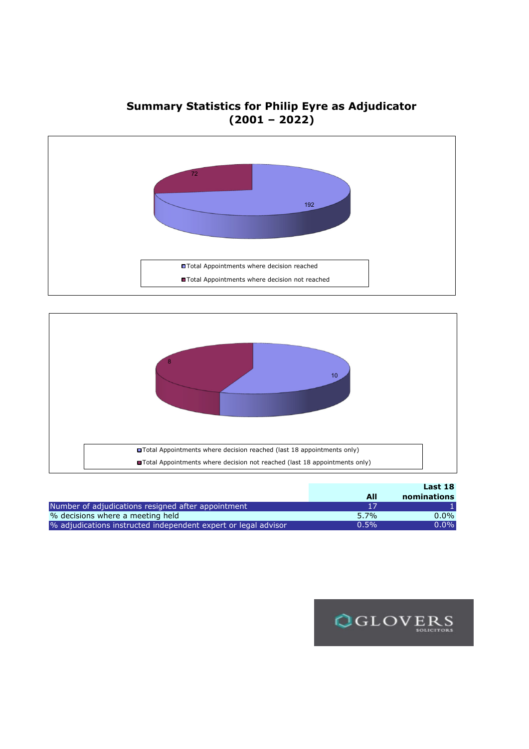## Summary Statistics for Philip Eyre as Adjudicator (2001 – 2022)

72

192

Total Appointments where decision reached

Total Appointments where decision not reached

8

10

Total Appointments where decision reached (last 18 appointments only)

Total Appointments where decision not reached (last 18 appointments only)

| | All | Last 18 nominations |
|---|---|---|
| Number of adjudications resigned after appointment | 17 | 1 |
| % decisions where a meeting held | 5.7% | 0.0% |
| % adjudications instructed independent expert or legal advisor | 0.5% | 0.0% |

GLOVERS SOLICITORS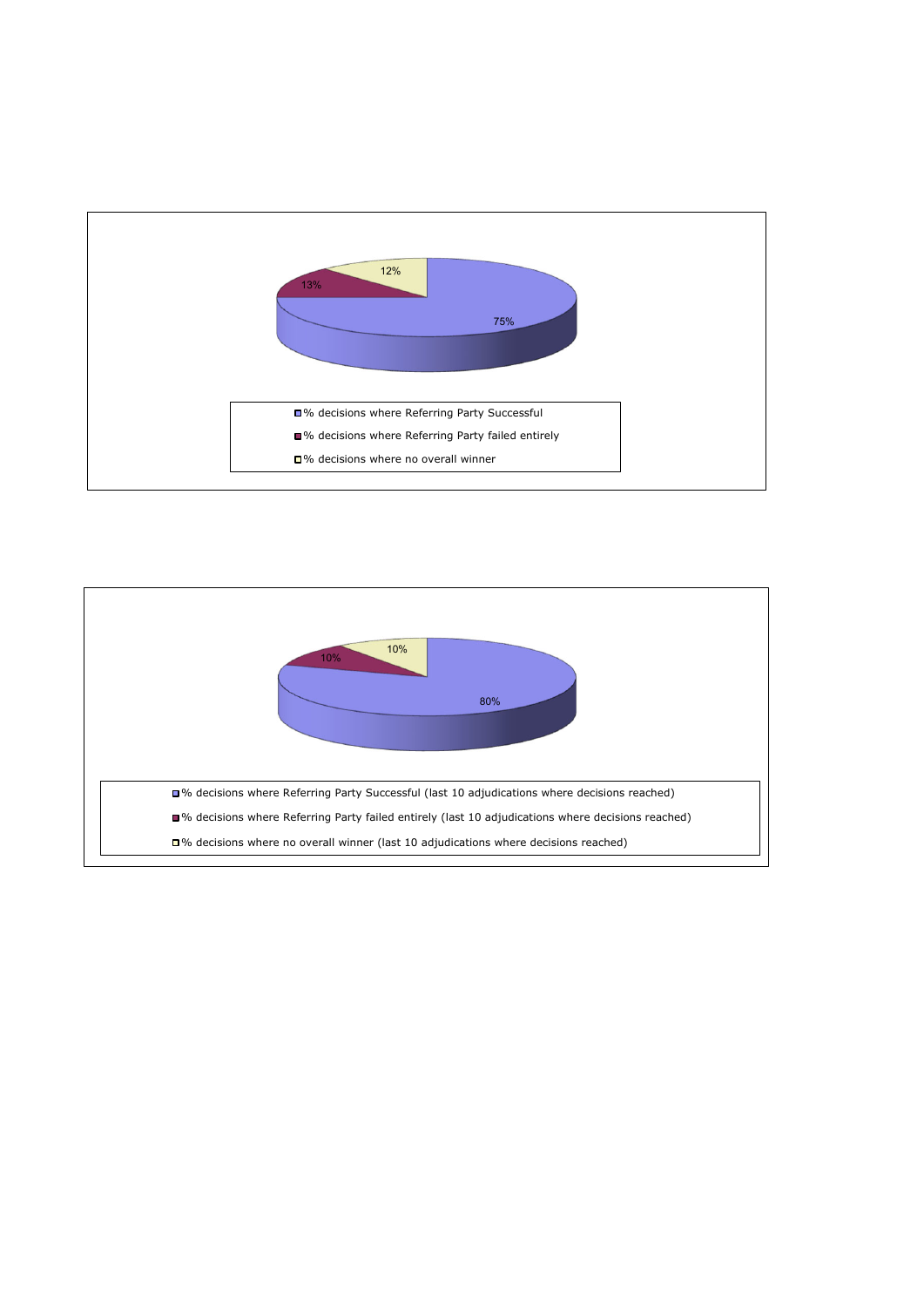| | % |
|---|---|
| % decisions where Referring Party Successful | 75% |
| % decisions where Referring Party failed entirely | 13% |
| % decisions where no overall winner | 12% |

| | % |
|---|---|
| % decisions where Referring Party Successful (last 10 adjudications where decisions reached) | 80% |
| % decisions where Referring Party failed entirely (last 10 adjudications where decisions reached) | 10% |
| % decisions where no overall winner (last 10 adjudications where decisions reached) | 10% |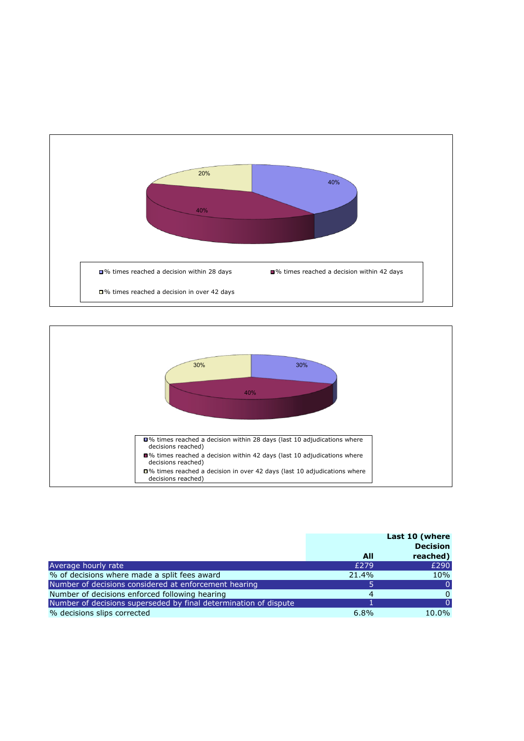| | All | Last 10 (where Decision reached) |
|---|---|---|
| Average hourly rate | £279 | £290 |
| % of decisions where made a split fees award | 21.4% | 10% |
| Number of decisions considered at enforcement hearing | 5 | 0 |
| Number of decisions enforced following hearing | 4 | 0 |
| Number of decisions superseded by final determination of dispute | 1 | 0 |
| % decisions slips corrected | 6.8% | 10.0% |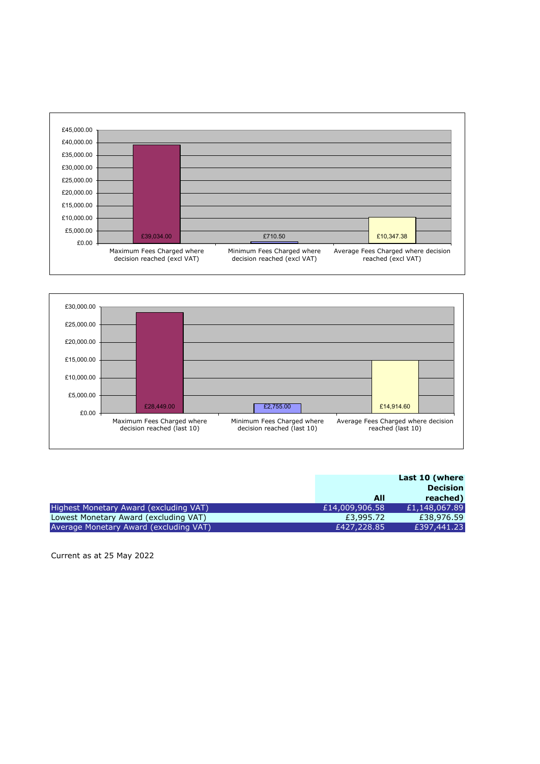£45,000.00
£40,000.00
£35,000.00
£30,000.00
£25,000.00
£20,000.00
£15,000.00
£10,000.00
£5,000.00
£0.00

£39,034.00
£710.50
£10,347.38

Maximum Fees Charged where decision reached (excl VAT)
Minimum Fees Charged where decision reached (excl VAT)
Average Fees Charged where decision reached (excl VAT)

£30,000.00
£25,000.00
£20,000.00
£15,000.00
£10,000.00
£5,000.00
£0.00

£28,449.00
£2,755.00
£14,914.60

Maximum Fees Charged where decision reached (last 10)
Minimum Fees Charged where decision reached (last 10)
Average Fees Charged where decision reached (last 10)

| | All | Last 10 (where Decision reached) |
|---|---|---|
| Highest Monetary Award (excluding VAT) | £14,009,906.58 | £1,148,067.89 |
| Lowest Monetary Award (excluding VAT) | £3,995.72 | £38,976.59 |
| Average Monetary Award (excluding VAT) | £427,228.85 | £397,441.23 |

Current as at 25 May 2022